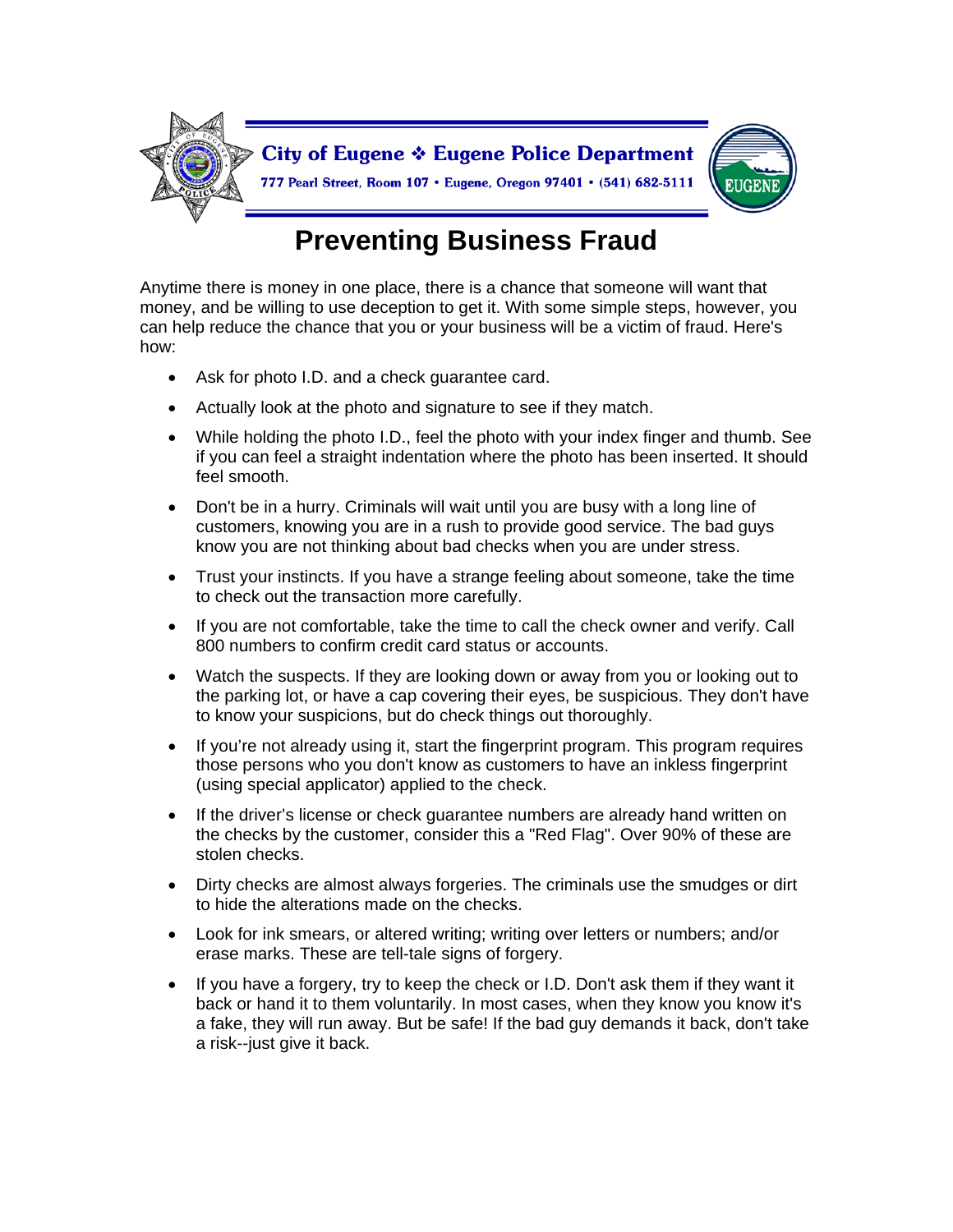City of Eugene ❖ Eugene Police Department

777 Pearl Street, Room 107 • Eugene, Oregon 97401 • (541) 682-5111

# Preventing Business Fraud

Anytime there is money in one place, there is a chance that someone will want that money, and be willing to use deception to get it. With some simple steps, however, you can help reduce the chance that you or your business will be a victim of fraud. Here's how:

- Ask for photo I.D. and a check guarantee card.
- Actually look at the photo and signature to see if they match.
- While holding the photo I.D., feel the photo with your index finger and thumb. See if you can feel a straight indentation where the photo has been inserted. It should feel smooth.
- Don't be in a hurry. Criminals will wait until you are busy with a long line of customers, knowing you are in a rush to provide good service. The bad guys know you are not thinking about bad checks when you are under stress.
- Trust your instincts. If you have a strange feeling about someone, take the time to check out the transaction more carefully.
- If you are not comfortable, take the time to call the check owner and verify. Call 800 numbers to confirm credit card status or accounts.
- Watch the suspects. If they are looking down or away from you or looking out to the parking lot, or have a cap covering their eyes, be suspicious. They don't have to know your suspicions, but do check things out thoroughly.
- If you're not already using it, start the fingerprint program. This program requires those persons who you don't know as customers to have an inkless fingerprint (using special applicator) applied to the check.
- If the driver's license or check guarantee numbers are already hand written on the checks by the customer, consider this a "Red Flag". Over 90% of these are stolen checks.
- Dirty checks are almost always forgeries. The criminals use the smudges or dirt to hide the alterations made on the checks.
- Look for ink smears, or altered writing; writing over letters or numbers; and/or erase marks. These are tell-tale signs of forgery.
- If you have a forgery, try to keep the check or I.D. Don't ask them if they want it back or hand it to them voluntarily. In most cases, when they know you know it's a fake, they will run away. But be safe! If the bad guy demands it back, don't take a risk--just give it back.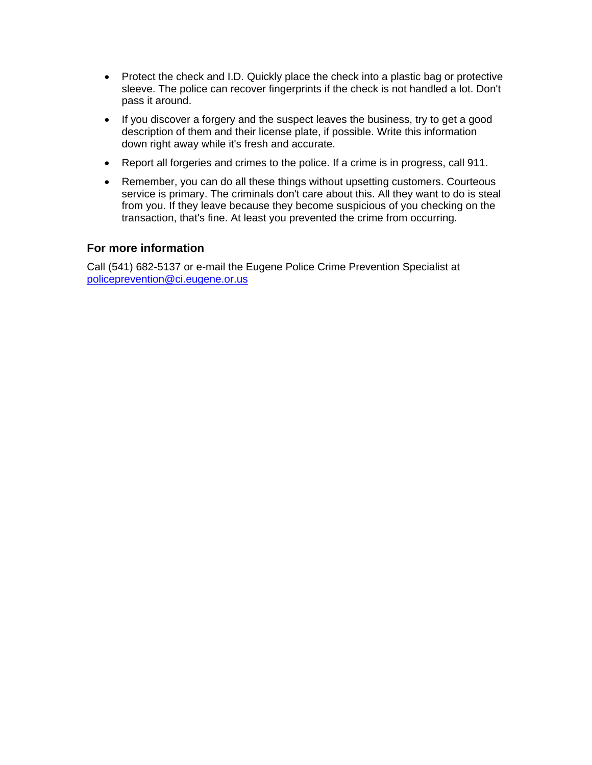- Protect the check and I.D. Quickly place the check into a plastic bag or protective sleeve. The police can recover fingerprints if the check is not handled a lot. Don't pass it around.
- If you discover a forgery and the suspect leaves the business, try to get a good description of them and their license plate, if possible. Write this information down right away while it's fresh and accurate.
- Report all forgeries and crimes to the police. If a crime is in progress, call 911.
- Remember, you can do all these things without upsetting customers. Courteous service is primary. The criminals don't care about this. All they want to do is steal from you. If they leave because they become suspicious of you checking on the transaction, that's fine. At least you prevented the crime from occurring.

### For more information

Call (541) 682-5137 or e-mail the Eugene Police Crime Prevention Specialist at policeprevention@ci.eugene.or.us